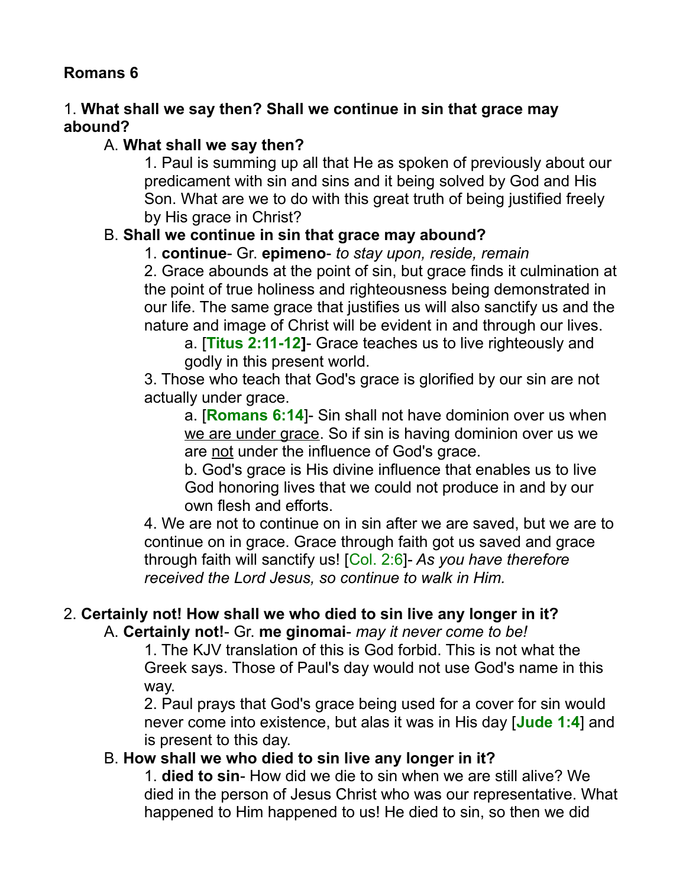**Romans 6**

1. **What shall we say then? Shall we continue in sin that grace may abound?**

   A. **What shall we say then?**

      1. Paul is summing up all that He as spoken of previously about our predicament with sin and sins and it being solved by God and His Son. What are we to do with this great truth of being justified freely by His grace in Christ?

   B. **Shall we continue in sin that grace may abound?**

      1. **continue**- Gr. **epimeno**- *to stay upon, reside, remain*

      2. Grace abounds at the point of sin, but grace finds it culmination at the point of true holiness and righteousness being demonstrated in our life. The same grace that justifies us will also sanctify us and the nature and image of Christ will be evident in and through our lives.

         a. [**Titus 2:11-12]**- Grace teaches us to live righteously and godly in this present world.

      3. Those who teach that God's grace is glorified by our sin are not actually under grace.

         a. [**Romans 6:14**]- Sin shall not have dominion over us when <u>we are under grace</u>. So if sin is having dominion over us we are <u>not</u> under the influence of God's grace.

         b. God's grace is His divine influence that enables us to live God honoring lives that we could not produce in and by our own flesh and efforts.

      4. We are not to continue on in sin after we are saved, but we are to continue on in grace. Grace through faith got us saved and grace through faith will sanctify us! [Col. 2:6]- *As you have therefore received the Lord Jesus, so continue to walk in Him.*

2. **Certainly not! How shall we who died to sin live any longer in it?**

   A. **Certainly not!**- Gr. **me ginomai**- *may it never come to be!*

      1. The KJV translation of this is God forbid. This is not what the Greek says. Those of Paul's day would not use God's name in this way.

      2. Paul prays that God's grace being used for a cover for sin would never come into existence, but alas it was in His day [**Jude 1:4**] and is present to this day.

   B. **How shall we who died to sin live any longer in it?**

      1. **died to sin**- How did we die to sin when we are still alive? We died in the person of Jesus Christ who was our representative. What happened to Him happened to us! He died to sin, so then we did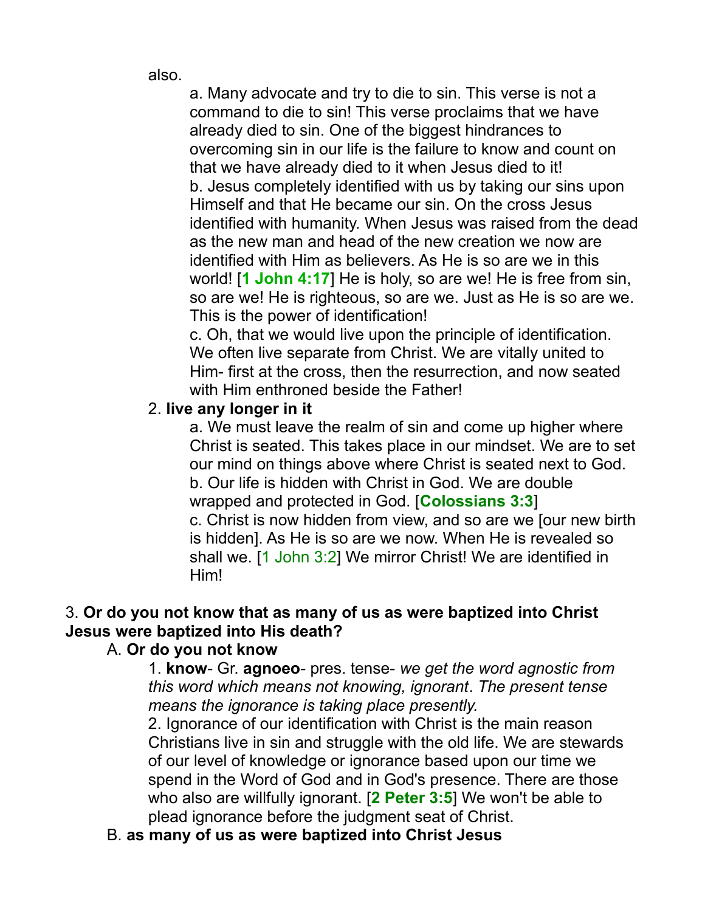also.

a. Many advocate and try to die to sin. This verse is not a command to die to sin! This verse proclaims that we have already died to sin. One of the biggest hindrances to overcoming sin in our life is the failure to know and count on that we have already died to it when Jesus died to it!
b. Jesus completely identified with us by taking our sins upon Himself and that He became our sin. On the cross Jesus identified with humanity. When Jesus was raised from the dead as the new man and head of the new creation we now are identified with Him as believers. As He is so are we in this world! [**1 John 4:17**] He is holy, so are we! He is free from sin, so are we! He is righteous, so are we. Just as He is so are we. This is the power of identification!
c. Oh, that we would live upon the principle of identification. We often live separate from Christ. We are vitally united to Him- first at the cross, then the resurrection, and now seated with Him enthroned beside the Father!

2. **live any longer in it**

a. We must leave the realm of sin and come up higher where Christ is seated. This takes place in our mindset. We are to set our mind on things above where Christ is seated next to God.
b. Our life is hidden with Christ in God. We are double wrapped and protected in God. [**Colossians 3:3**]
c. Christ is now hidden from view, and so are we [our new birth is hidden]. As He is so are we now. When He is revealed so shall we. [1 John 3:2] We mirror Christ! We are identified in Him!

3. **Or do you not know that as many of us as were baptized into Christ Jesus were baptized into His death?**

A. **Or do you not know**

1. **know**- Gr. **agnoeo**- pres. tense- *we get the word agnostic from this word which means not knowing, ignorant*. *The present tense means the ignorance is taking place presently.*
2. Ignorance of our identification with Christ is the main reason Christians live in sin and struggle with the old life. We are stewards of our level of knowledge or ignorance based upon our time we spend in the Word of God and in God's presence. There are those who also are willfully ignorant. [**2 Peter 3:5**] We won't be able to plead ignorance before the judgment seat of Christ.

B. **as many of us as were baptized into Christ Jesus**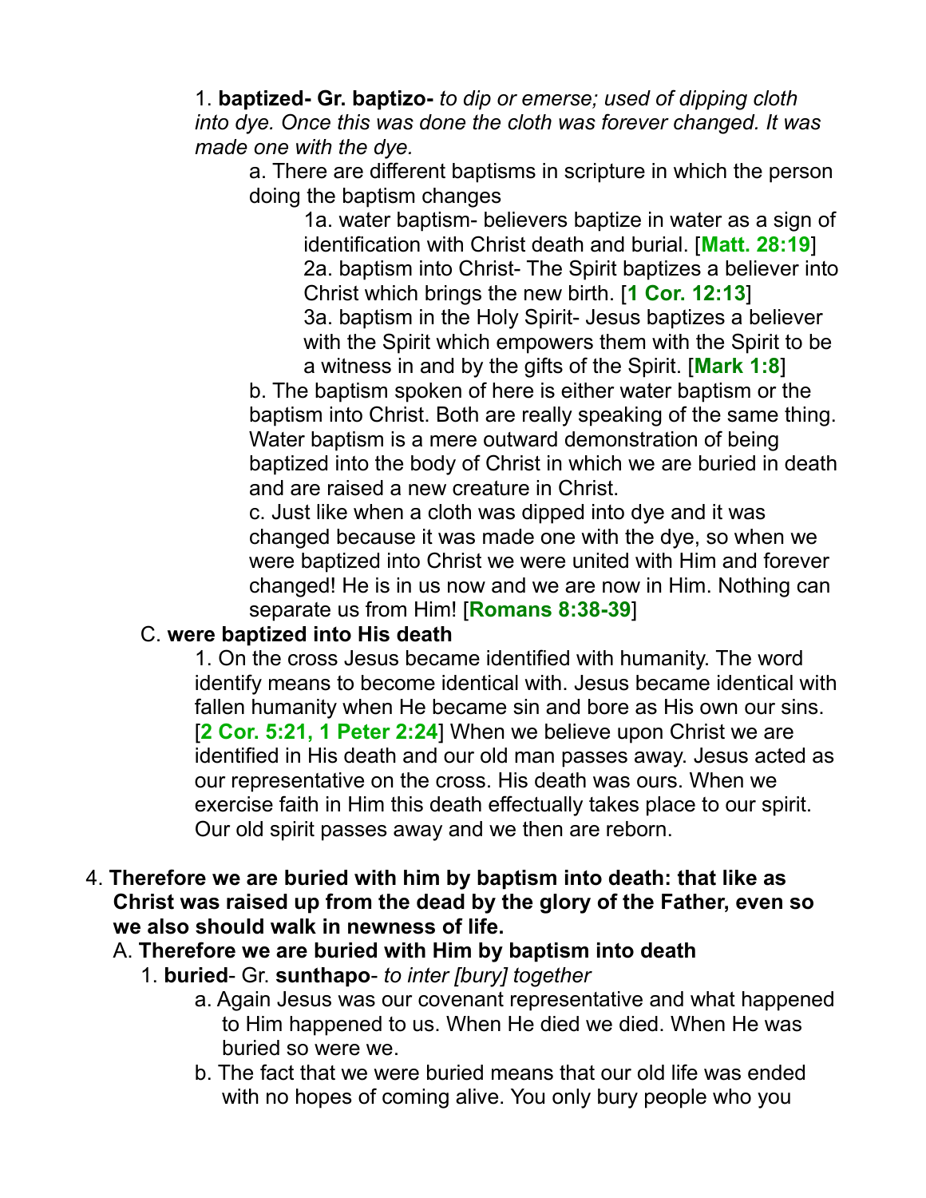1. **baptized- Gr. baptizo-** *to dip or emerse; used of dipping cloth into dye. Once this was done the cloth was forever changed. It was made one with the dye.*

    a. There are different baptisms in scripture in which the person doing the baptism changes

    1a. water baptism- believers baptize in water as a sign of identification with Christ death and burial. [**Matt. 28:19**]

    2a. baptism into Christ- The Spirit baptizes a believer into Christ which brings the new birth. [**1 Cor. 12:13**]

    3a. baptism in the Holy Spirit- Jesus baptizes a believer with the Spirit which empowers them with the Spirit to be a witness in and by the gifts of the Spirit. [**Mark 1:8**]

    b. The baptism spoken of here is either water baptism or the baptism into Christ. Both are really speaking of the same thing. Water baptism is a mere outward demonstration of being baptized into the body of Christ in which we are buried in death and are raised a new creature in Christ.

    c. Just like when a cloth was dipped into dye and it was changed because it was made one with the dye, so when we were baptized into Christ we were united with Him and forever changed! He is in us now and we are now in Him. Nothing can separate us from Him! [**Romans 8:38-39**]

C. **were baptized into His death**

1. On the cross Jesus became identified with humanity. The word identify means to become identical with. Jesus became identical with fallen humanity when He became sin and bore as His own our sins. [**2 Cor. 5:21, 1 Peter 2:24**] When we believe upon Christ we are identified in His death and our old man passes away. Jesus acted as our representative on the cross. His death was ours. When we exercise faith in Him this death effectually takes place to our spirit. Our old spirit passes away and we then are reborn.

4. **Therefore we are buried with him by baptism into death: that like as Christ was raised up from the dead by the glory of the Father, even so we also should walk in newness of life.**

A. **Therefore we are buried with Him by baptism into death**

1. **buried**- Gr. **sunthapo**- *to inter [bury] together*

    a. Again Jesus was our covenant representative and what happened to Him happened to us. When He died we died. When He was buried so were we.

    b. The fact that we were buried means that our old life was ended with no hopes of coming alive. You only bury people who you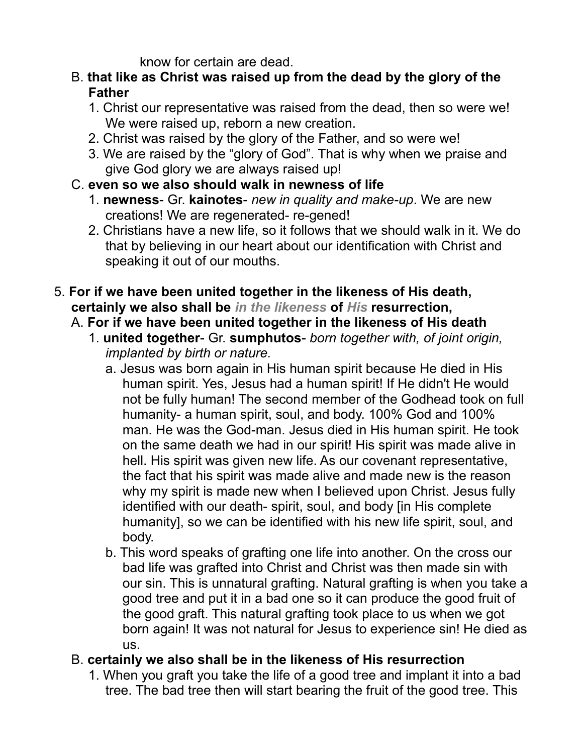know for certain are dead.

B. **that like as Christ was raised up from the dead by the glory of the Father**
   1. Christ our representative was raised from the dead, then so were we! We were raised up, reborn a new creation.
   2. Christ was raised by the glory of the Father, and so were we!
   3. We are raised by the "glory of God". That is why when we praise and give God glory we are always raised up!

C. **even so we also should walk in newness of life**
   1. **newness**- Gr. **kainotes**- *new in quality and make-up*. We are new creations! We are regenerated- re-gened!
   2. Christians have a new life, so it follows that we should walk in it. We do that by believing in our heart about our identification with Christ and speaking it out of our mouths.

5. **For if we have been united together in the likeness of His death, certainly we also shall be *in the likeness* of *His* resurrection,**

A. **For if we have been united together in the likeness of His death**
   1. **united together**- Gr. **sumphutos**- *born together with, of joint origin, implanted by birth or nature.*
      a. Jesus was born again in His human spirit because He died in His human spirit. Yes, Jesus had a human spirit! If He didn't He would not be fully human! The second member of the Godhead took on full humanity- a human spirit, soul, and body. 100% God and 100% man. He was the God-man. Jesus died in His human spirit. He took on the same death we had in our spirit! His spirit was made alive in hell. His spirit was given new life. As our covenant representative, the fact that his spirit was made alive and made new is the reason why my spirit is made new when I believed upon Christ. Jesus fully identified with our death- spirit, soul, and body [in His complete humanity], so we can be identified with his new life spirit, soul, and body.
      b. This word speaks of grafting one life into another. On the cross our bad life was grafted into Christ and Christ was then made sin with our sin. This is unnatural grafting. Natural grafting is when you take a good tree and put it in a bad one so it can produce the good fruit of the good graft. This natural grafting took place to us when we got born again! It was not natural for Jesus to experience sin! He died as us.

B. **certainly we also shall be in the likeness of His resurrection**
   1. When you graft you take the life of a good tree and implant it into a bad tree. The bad tree then will start bearing the fruit of the good tree. This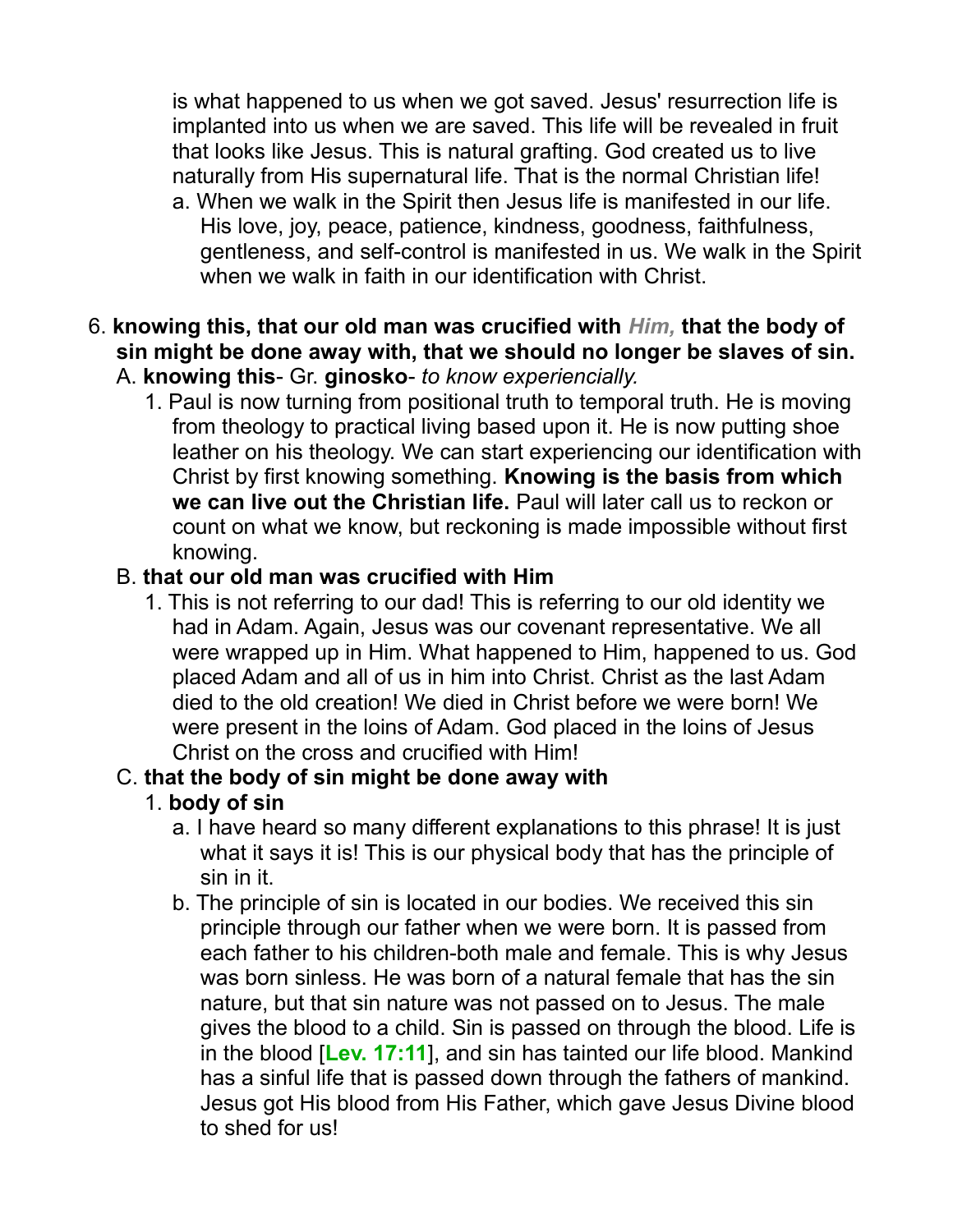is what happened to us when we got saved. Jesus' resurrection life is implanted into us when we are saved. This life will be revealed in fruit that looks like Jesus. This is natural grafting. God created us to live naturally from His supernatural life. That is the normal Christian life!

   a. When we walk in the Spirit then Jesus life is manifested in our life. His love, joy, peace, patience, kindness, goodness, faithfulness, gentleness, and self-control is manifested in us. We walk in the Spirit when we walk in faith in our identification with Christ.

6. **knowing this, that our old man was crucified with *Him,* that the body of sin might be done away with, that we should no longer be slaves of sin.**

   A. **knowing this**- Gr. **ginosko**- *to know experiencially.*

      1. Paul is now turning from positional truth to temporal truth. He is moving from theology to practical living based upon it. He is now putting shoe leather on his theology. We can start experiencing our identification with Christ by first knowing something. **Knowing is the basis from which we can live out the Christian life.** Paul will later call us to reckon or count on what we know, but reckoning is made impossible without first knowing.

   B. **that our old man was crucified with Him**

      1. This is not referring to our dad! This is referring to our old identity we had in Adam. Again, Jesus was our covenant representative. We all were wrapped up in Him. What happened to Him, happened to us. God placed Adam and all of us in him into Christ. Christ as the last Adam died to the old creation! We died in Christ before we were born! We were present in the loins of Adam. God placed in the loins of Jesus Christ on the cross and crucified with Him!

   C. **that the body of sin might be done away with**

      1. **body of sin**

         a. I have heard so many different explanations to this phrase! It is just what it says it is! This is our physical body that has the principle of sin in it.

         b. The principle of sin is located in our bodies. We received this sin principle through our father when we were born. It is passed from each father to his children-both male and female. This is why Jesus was born sinless. He was born of a natural female that has the sin nature, but that sin nature was not passed on to Jesus. The male gives the blood to a child. Sin is passed on through the blood. Life is in the blood [**Lev. 17:11**], and sin has tainted our life blood. Mankind has a sinful life that is passed down through the fathers of mankind. Jesus got His blood from His Father, which gave Jesus Divine blood to shed for us!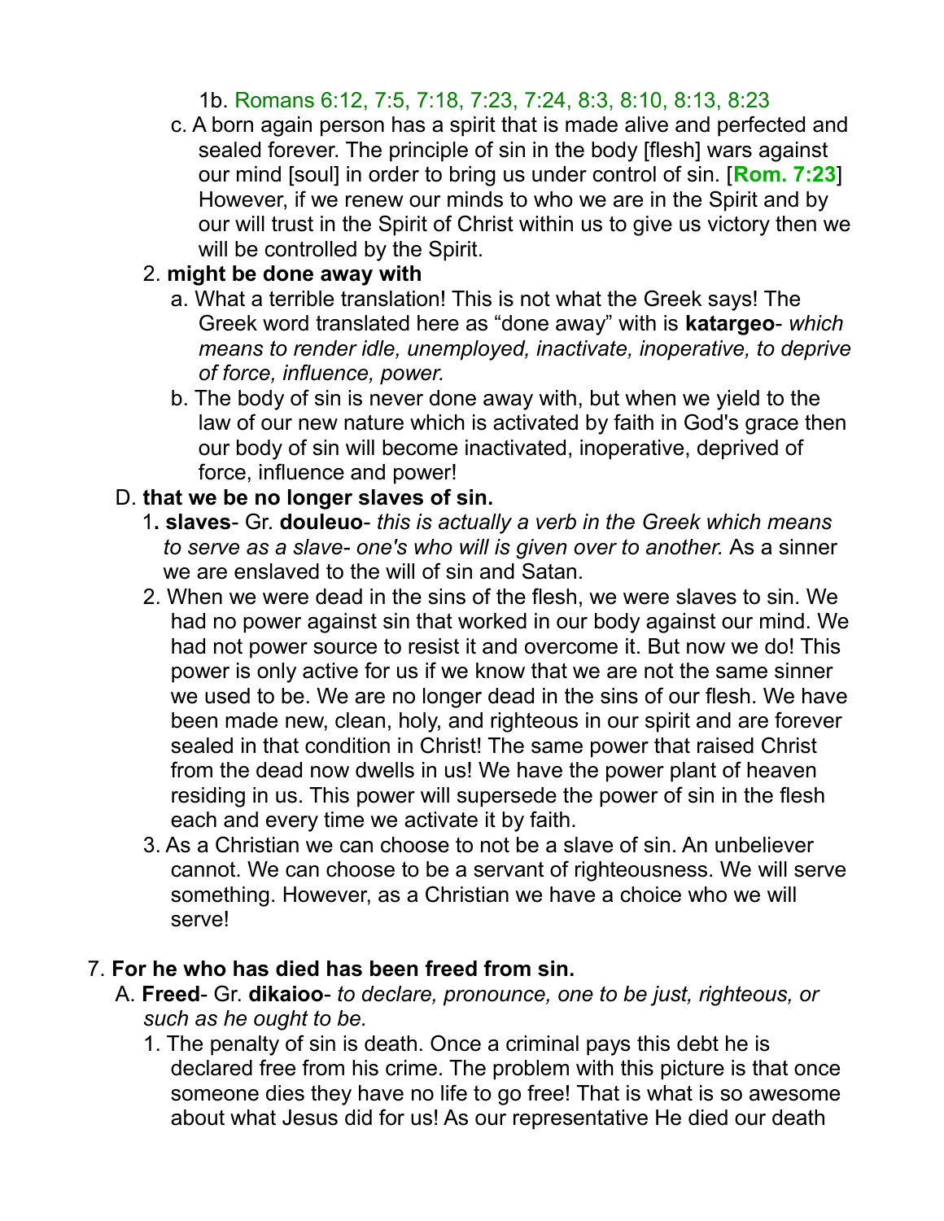1b. Romans 6:12, 7:5, 7:18, 7:23, 7:24, 8:3, 8:10, 8:13, 8:23

c. A born again person has a spirit that is made alive and perfected and sealed forever. The principle of sin in the body [flesh] wars against our mind [soul] in order to bring us under control of sin. [**Rom. 7:23**] However, if we renew our minds to who we are in the Spirit and by our will trust in the Spirit of Christ within us to give us victory then we will be controlled by the Spirit.

2. **might be done away with**

   a. What a terrible translation! This is not what the Greek says! The Greek word translated here as "done away" with is **katargeo**- *which means to render idle, unemployed, inactivate, inoperative, to deprive of force, influence, power.*

   b. The body of sin is never done away with, but when we yield to the law of our new nature which is activated by faith in God's grace then our body of sin will become inactivated, inoperative, deprived of force, influence and power!

D. **that we be no longer slaves of sin.**

   1**. slaves**- Gr. **douleuo**- *this is actually a verb in the Greek which means to serve as a slave- one's who will is given over to another.* As a sinner we are enslaved to the will of sin and Satan.

   2. When we were dead in the sins of the flesh, we were slaves to sin. We had no power against sin that worked in our body against our mind. We had not power source to resist it and overcome it. But now we do! This power is only active for us if we know that we are not the same sinner we used to be. We are no longer dead in the sins of our flesh. We have been made new, clean, holy, and righteous in our spirit and are forever sealed in that condition in Christ! The same power that raised Christ from the dead now dwells in us! We have the power plant of heaven residing in us. This power will supersede the power of sin in the flesh each and every time we activate it by faith.

   3. As a Christian we can choose to not be a slave of sin. An unbeliever cannot. We can choose to be a servant of righteousness. We will serve something. However, as a Christian we have a choice who we will serve!

7. **For he who has died has been freed from sin.**

   A. **Freed**- Gr. **dikaioo**- *to declare, pronounce, one to be just, righteous, or such as he ought to be.*

   1. The penalty of sin is death. Once a criminal pays this debt he is declared free from his crime. The problem with this picture is that once someone dies they have no life to go free! That is what is so awesome about what Jesus did for us! As our representative He died our death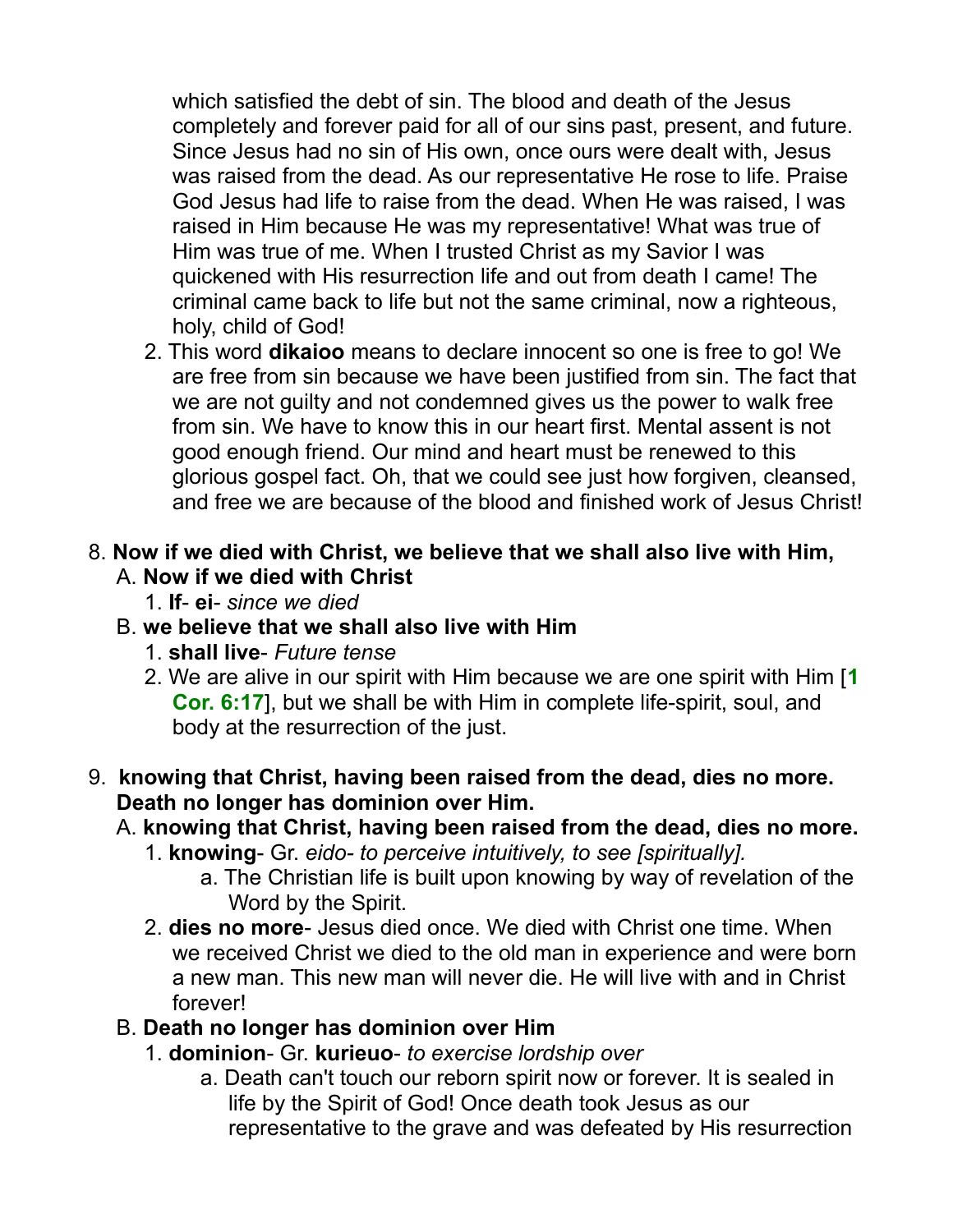which satisfied the debt of sin. The blood and death of the Jesus completely and forever paid for all of our sins past, present, and future. Since Jesus had no sin of His own, once ours were dealt with, Jesus was raised from the dead. As our representative He rose to life. Praise God Jesus had life to raise from the dead. When He was raised, I was raised in Him because He was my representative! What was true of Him was true of me. When I trusted Christ as my Savior I was quickened with His resurrection life and out from death I came! The criminal came back to life but not the same criminal, now a righteous, holy, child of God!

2. This word **dikaioo** means to declare innocent so one is free to go! We are free from sin because we have been justified from sin. The fact that we are not guilty and not condemned gives us the power to walk free from sin. We have to know this in our heart first. Mental assent is not good enough friend. Our mind and heart must be renewed to this glorious gospel fact. Oh, that we could see just how forgiven, cleansed, and free we are because of the blood and finished work of Jesus Christ!

8. **Now if we died with Christ, we believe that we shall also live with Him,**
   - A. **Now if we died with Christ**
     1. **If**- **ei**- *since we died*
   - B. **we believe that we shall also live with Him**
     1. **shall live**- *Future tense*
     2. We are alive in our spirit with Him because we are one spirit with Him [**1 Cor. 6:17**], but we shall be with Him in complete life-spirit, soul, and body at the resurrection of the just.

9. **knowing that Christ, having been raised from the dead, dies no more. Death no longer has dominion over Him.**
   - A. **knowing that Christ, having been raised from the dead, dies no more.**
     1. **knowing**- Gr. *eido- to perceive intuitively, to see [spiritually].*
        - a. The Christian life is built upon knowing by way of revelation of the Word by the Spirit.
     2. **dies no more**- Jesus died once. We died with Christ one time. When we received Christ we died to the old man in experience and were born a new man. This new man will never die. He will live with and in Christ forever!
   - B. **Death no longer has dominion over Him**
     1. **dominion**- Gr. **kurieuo**- *to exercise lordship over*
        - a. Death can't touch our reborn spirit now or forever. It is sealed in life by the Spirit of God! Once death took Jesus as our representative to the grave and was defeated by His resurrection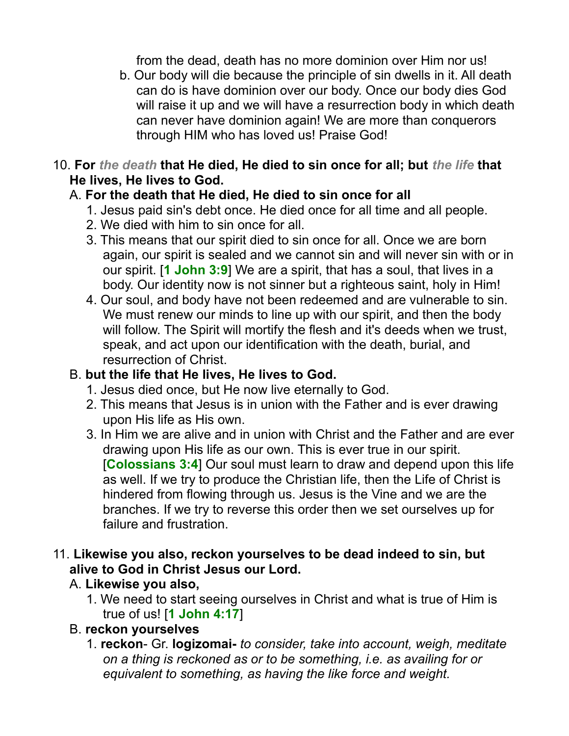from the dead, death has no more dominion over Him nor us!

b. Our body will die because the principle of sin dwells in it. All death can do is have dominion over our body. Once our body dies God will raise it up and we will have a resurrection body in which death can never have dominion again! We are more than conquerors through HIM who has loved us! Praise God!

10. **For *the death* that He died, He died to sin once for all; but *the life* that He lives, He lives to God.**

A. **For the death that He died, He died to sin once for all**

1. Jesus paid sin's debt once. He died once for all time and all people.
2. We died with him to sin once for all.
3. This means that our spirit died to sin once for all. Once we are born again, our spirit is sealed and we cannot sin and will never sin with or in our spirit. [**1 John 3:9**] We are a spirit, that has a soul, that lives in a body. Our identity now is not sinner but a righteous saint, holy in Him!
4. Our soul, and body have not been redeemed and are vulnerable to sin. We must renew our minds to line up with our spirit, and then the body will follow. The Spirit will mortify the flesh and it's deeds when we trust, speak, and act upon our identification with the death, burial, and resurrection of Christ.

B. **but the life that He lives, He lives to God.**

1. Jesus died once, but He now live eternally to God.
2. This means that Jesus is in union with the Father and is ever drawing upon His life as His own.
3. In Him we are alive and in union with Christ and the Father and are ever drawing upon His life as our own. This is ever true in our spirit. [**Colossians 3:4**] Our soul must learn to draw and depend upon this life as well. If we try to produce the Christian life, then the Life of Christ is hindered from flowing through us. Jesus is the Vine and we are the branches. If we try to reverse this order then we set ourselves up for failure and frustration.

11. **Likewise you also, reckon yourselves to be dead indeed to sin, but alive to God in Christ Jesus our Lord.**

A. **Likewise you also,**

1. We need to start seeing ourselves in Christ and what is true of Him is true of us! [**1 John 4:17**]

B. **reckon yourselves**

1. **reckon**- Gr. **logizomai-** *to consider, take into account, weigh, meditate on a thing is reckoned as or to be something, i.e. as availing for or equivalent to something, as having the like force and weight.*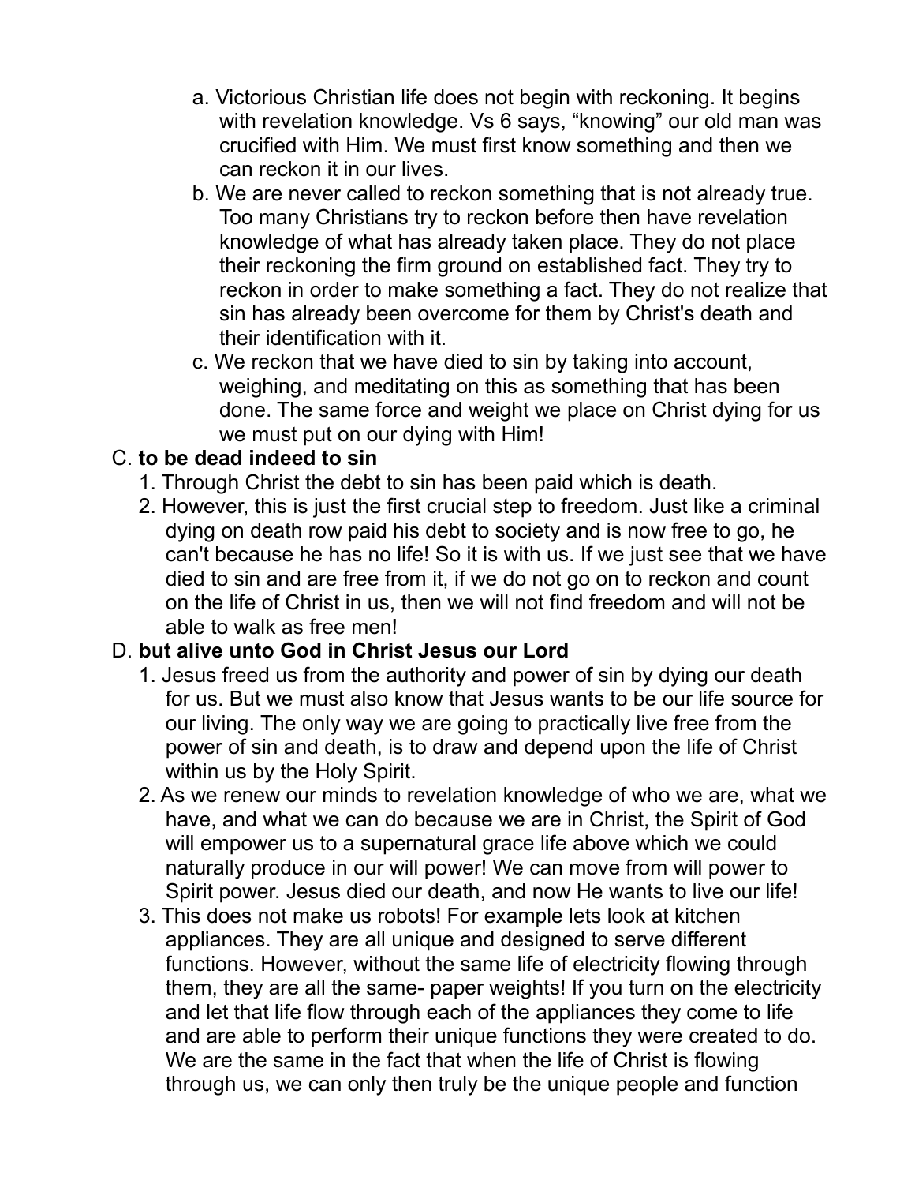a. Victorious Christian life does not begin with reckoning. It begins with revelation knowledge. Vs 6 says, “knowing” our old man was crucified with Him. We must first know something and then we can reckon it in our lives.
   b. We are never called to reckon something that is not already true. Too many Christians try to reckon before then have revelation knowledge of what has already taken place. They do not place their reckoning the firm ground on established fact. They try to reckon in order to make something a fact. They do not realize that sin has already been overcome for them by Christ's death and their identification with it.
   c. We reckon that we have died to sin by taking into account, weighing, and meditating on this as something that has been done. The same force and weight we place on Christ dying for us we must put on our dying with Him!

C. **to be dead indeed to sin**
   1. Through Christ the debt to sin has been paid which is death.
   2. However, this is just the first crucial step to freedom. Just like a criminal dying on death row paid his debt to society and is now free to go, he can't because he has no life! So it is with us. If we just see that we have died to sin and are free from it, if we do not go on to reckon and count on the life of Christ in us, then we will not find freedom and will not be able to walk as free men!

D. **but alive unto God in Christ Jesus our Lord**
   1. Jesus freed us from the authority and power of sin by dying our death for us. But we must also know that Jesus wants to be our life source for our living. The only way we are going to practically live free from the power of sin and death, is to draw and depend upon the life of Christ within us by the Holy Spirit.
   2. As we renew our minds to revelation knowledge of who we are, what we have, and what we can do because we are in Christ, the Spirit of God will empower us to a supernatural grace life above which we could naturally produce in our will power! We can move from will power to Spirit power. Jesus died our death, and now He wants to live our life!
   3. This does not make us robots! For example lets look at kitchen appliances. They are all unique and designed to serve different functions. However, without the same life of electricity flowing through them, they are all the same- paper weights! If you turn on the electricity and let that life flow through each of the appliances they come to life and are able to perform their unique functions they were created to do. We are the same in the fact that when the life of Christ is flowing through us, we can only then truly be the unique people and function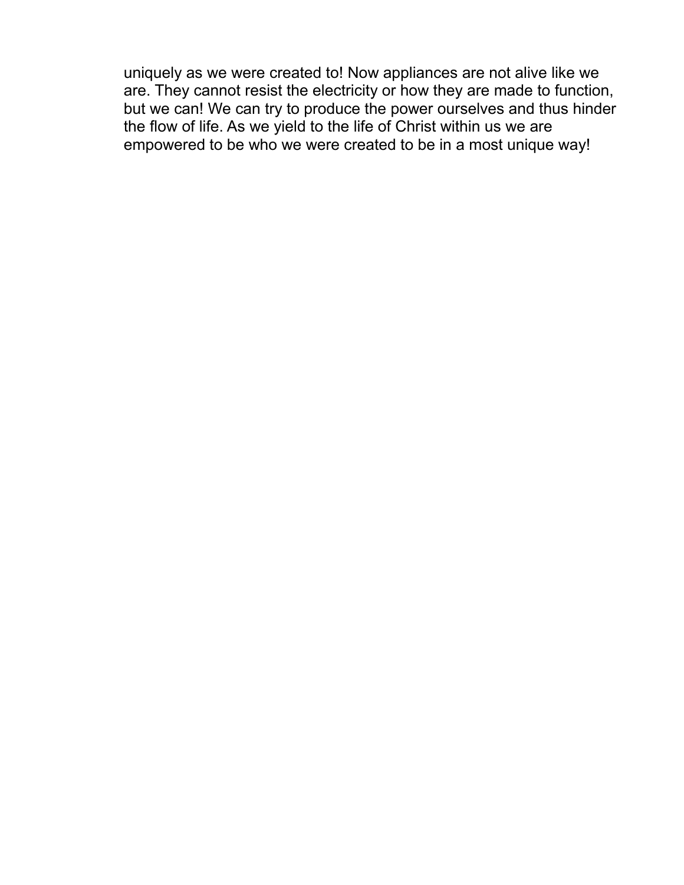uniquely as we were created to! Now appliances are not alive like we are. They cannot resist the electricity or how they are made to function, but we can! We can try to produce the power ourselves and thus hinder the flow of life. As we yield to the life of Christ within us we are empowered to be who we were created to be in a most unique way!